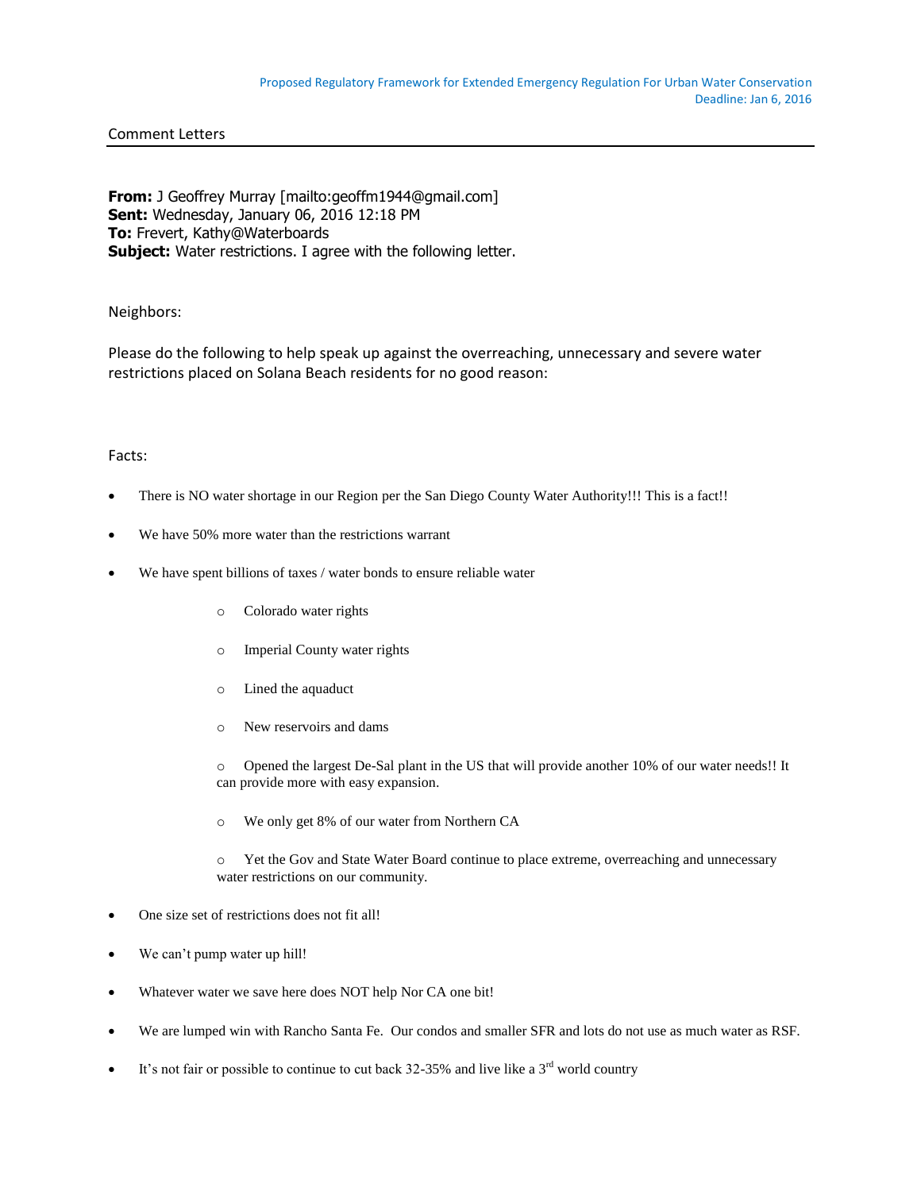Proposed Regulatory Framework for Extended Emergency Regulation For Urban Water Conservation
Deadline: Jan 6, 2016

## Comment Letters

**From:** J Geoffrey Murray [mailto:geoffm1944@gmail.com]
**Sent:** Wednesday, January 06, 2016 12:18 PM
**To:** Frevert, Kathy@Waterboards
**Subject:** Water restrictions. I agree with the following letter.

Neighbors:

Please do the following to help speak up against the overreaching, unnecessary and severe water restrictions placed on Solana Beach residents for no good reason:

Facts:

- There is NO water shortage in our Region per the San Diego County Water Authority!!! This is a fact!!
- We have 50% more water than the restrictions warrant
- We have spent billions of taxes / water bonds to ensure reliable water
  - Colorado water rights
  - Imperial County water rights
  - Lined the aquaduct
  - New reservoirs and dams
  - Opened the largest De-Sal plant in the US that will provide another 10% of our water needs!! It can provide more with easy expansion.
  - We only get 8% of our water from Northern CA
  - Yet the Gov and State Water Board continue to place extreme, overreaching and unnecessary water restrictions on our community.
- One size set of restrictions does not fit all!
- We can't pump water up hill!
- Whatever water we save here does NOT help Nor CA one bit!
- We are lumped win with Rancho Santa Fe. Our condos and smaller SFR and lots do not use as much water as RSF.
- It's not fair or possible to continue to cut back 32-35% and live like a 3rd world country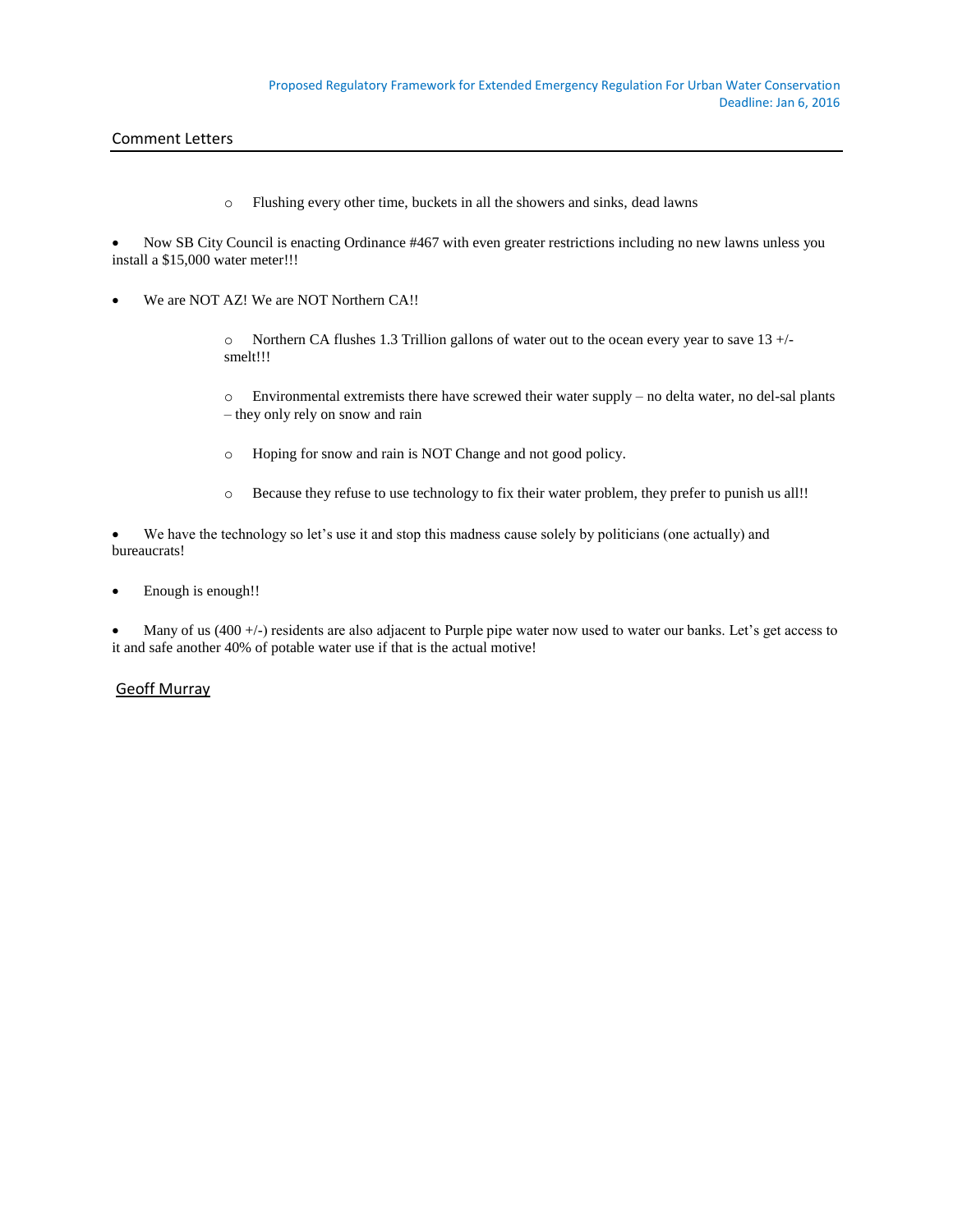- Flushing every other time, buckets in all the showers and sinks, dead lawns

- Now SB City Council is enacting Ordinance #467 with even greater restrictions including no new lawns unless you install a $15,000 water meter!!!

- We are NOT AZ! We are NOT Northern CA!!
  - Northern CA flushes 1.3 Trillion gallons of water out to the ocean every year to save 13 +/- smelt!!!
  - Environmental extremists there have screwed their water supply – no delta water, no del-sal plants – they only rely on snow and rain
  - Hoping for snow and rain is NOT Change and not good policy.
  - Because they refuse to use technology to fix their water problem, they prefer to punish us all!!

- We have the technology so let's use it and stop this madness cause solely by politicians (one actually) and bureaucrats!

- Enough is enough!!

- Many of us (400 +/-) residents are also adjacent to Purple pipe water now used to water our banks. Let's get access to it and safe another 40% of potable water use if that is the actual motive!

Geoff Murray